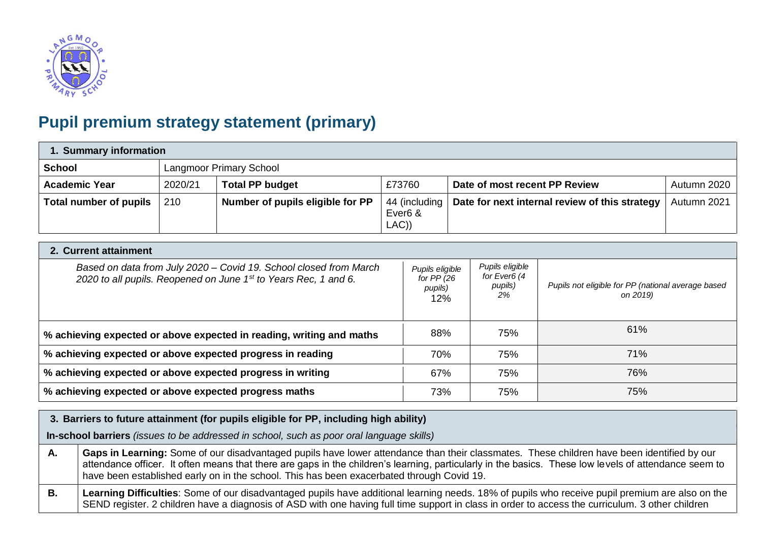# Pupil premium strategy statement (primary)

| 1. Summary information | | | | | |
|---|---|---|---|---|---|
| **School** | Langmoor Primary School | | | | |
| **Academic Year** | 2020/21 | **Total PP budget** | £73760 | **Date of most recent PP Review** | Autumn 2020 |
| **Total number of pupils** | 210 | **Number of pupils eligible for PP** | 44 (including Ever6 & LAC)) | **Date for next internal review of this strategy** | Autumn 2021 |

| 2. Current attainment | | | |
|---|---|---|---|
| *Based on data from July 2020 – Covid 19. School closed from March 2020 to all pupils. Reopened on June 1st to Years Rec, 1 and 6.* | *Pupils eligible for PP (26 pupils)* 12% | *Pupils eligible for Ever6 (4 pupils) 2%* | *Pupils not eligible for PP (national average based on 2019)* |
| **% achieving expected or above expected in reading, writing and maths** | 88% | 75% | 61% |
| **% achieving expected or above expected progress in reading** | 70% | 75% | 71% |
| **% achieving expected or above expected progress in writing** | 67% | 75% | 76% |
| **% achieving expected or above expected progress maths** | 73% | 75% | 75% |

| 3. Barriers to future attainment (for pupils eligible for PP, including high ability) | |
|---|---|
| **In-school barriers** *(issues to be addressed in school, such as poor oral language skills)* | |
| **A.** | **Gaps in Learning:** Some of our disadvantaged pupils have lower attendance than their classmates. These children have been identified by our attendance officer. It often means that there are gaps in the children's learning, particularly in the basics. These low levels of attendance seem to have been established early on in the school. This has been exacerbated through Covid 19. |
| **B.** | **Learning Difficulties**: Some of our disadvantaged pupils have additional learning needs. 18% of pupils who receive pupil premium are also on the SEND register. 2 children have a diagnosis of ASD with one having full time support in class in order to access the curriculum. 3 other children |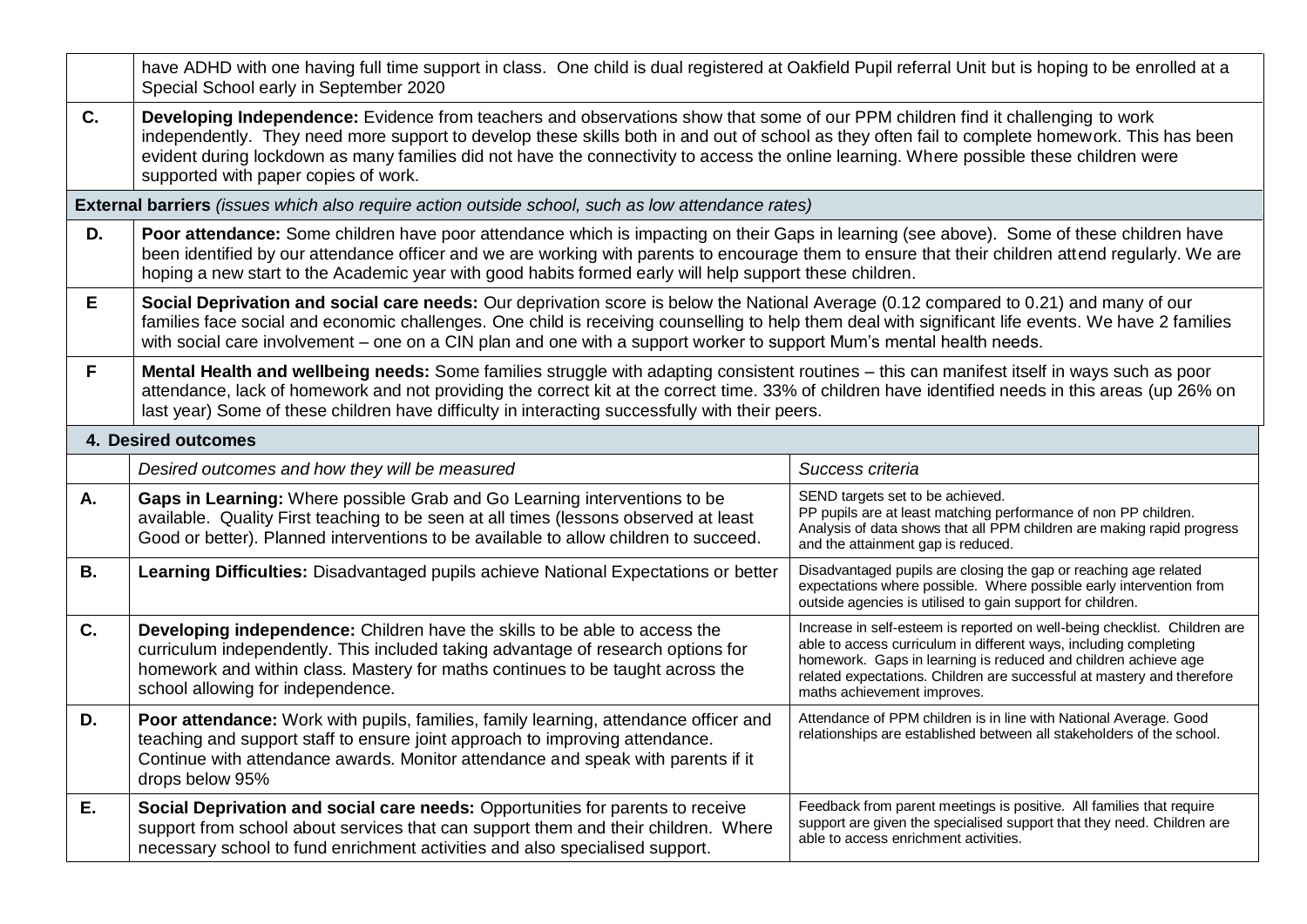| | |
|---|---|
| | have ADHD with one having full time support in class. One child is dual registered at Oakfield Pupil referral Unit but is hoping to be enrolled at a Special School early in September 2020 |
| **C.** | **Developing Independence:** Evidence from teachers and observations show that some of our PPM children find it challenging to work independently. They need more support to develop these skills both in and out of school as they often fail to complete homework. This has been evident during lockdown as many families did not have the connectivity to access the online learning. Where possible these children were supported with paper copies of work. |
| **External barriers** *(issues which also require action outside school, such as low attendance rates)* | |
| **D.** | **Poor attendance:** Some children have poor attendance which is impacting on their Gaps in learning (see above). Some of these children have been identified by our attendance officer and we are working with parents to encourage them to ensure that their children attend regularly. We are hoping a new start to the Academic year with good habits formed early will help support these children. |
| **E** | **Social Deprivation and social care needs:** Our deprivation score is below the National Average (0.12 compared to 0.21) and many of our families face social and economic challenges. One child is receiving counselling to help them deal with significant life events. We have 2 families with social care involvement – one on a CIN plan and one with a support worker to support Mum's mental health needs. |
| **F** | **Mental Health and wellbeing needs:** Some families struggle with adapting consistent routines – this can manifest itself in ways such as poor attendance, lack of homework and not providing the correct kit at the correct time. 33% of children have identified needs in this areas (up 26% on last year) Some of these children have difficulty in interacting successfully with their peers. |

## 4. Desired outcomes

| | *Desired outcomes and how they will be measured* | *Success criteria* |
|---|---|---|
| **A.** | **Gaps in Learning:** Where possible Grab and Go Learning interventions to be available. Quality First teaching to be seen at all times (lessons observed at least Good or better). Planned interventions to be available to allow children to succeed. | SEND targets set to be achieved. PP pupils are at least matching performance of non PP children. Analysis of data shows that all PPM children are making rapid progress and the attainment gap is reduced. |
| **B.** | **Learning Difficulties:** Disadvantaged pupils achieve National Expectations or better | Disadvantaged pupils are closing the gap or reaching age related expectations where possible. Where possible early intervention from outside agencies is utilised to gain support for children. |
| **C.** | **Developing independence:** Children have the skills to be able to access the curriculum independently. This included taking advantage of research options for homework and within class. Mastery for maths continues to be taught across the school allowing for independence. | Increase in self-esteem is reported on well-being checklist. Children are able to access curriculum in different ways, including completing homework. Gaps in learning is reduced and children achieve age related expectations. Children are successful at mastery and therefore maths achievement improves. |
| **D.** | **Poor attendance:** Work with pupils, families, family learning, attendance officer and teaching and support staff to ensure joint approach to improving attendance. Continue with attendance awards. Monitor attendance and speak with parents if it drops below 95% | Attendance of PPM children is in line with National Average. Good relationships are established between all stakeholders of the school. |
| **E.** | **Social Deprivation and social care needs:** Opportunities for parents to receive support from school about services that can support them and their children. Where necessary school to fund enrichment activities and also specialised support. | Feedback from parent meetings is positive. All families that require support are given the specialised support that they need. Children are able to access enrichment activities. |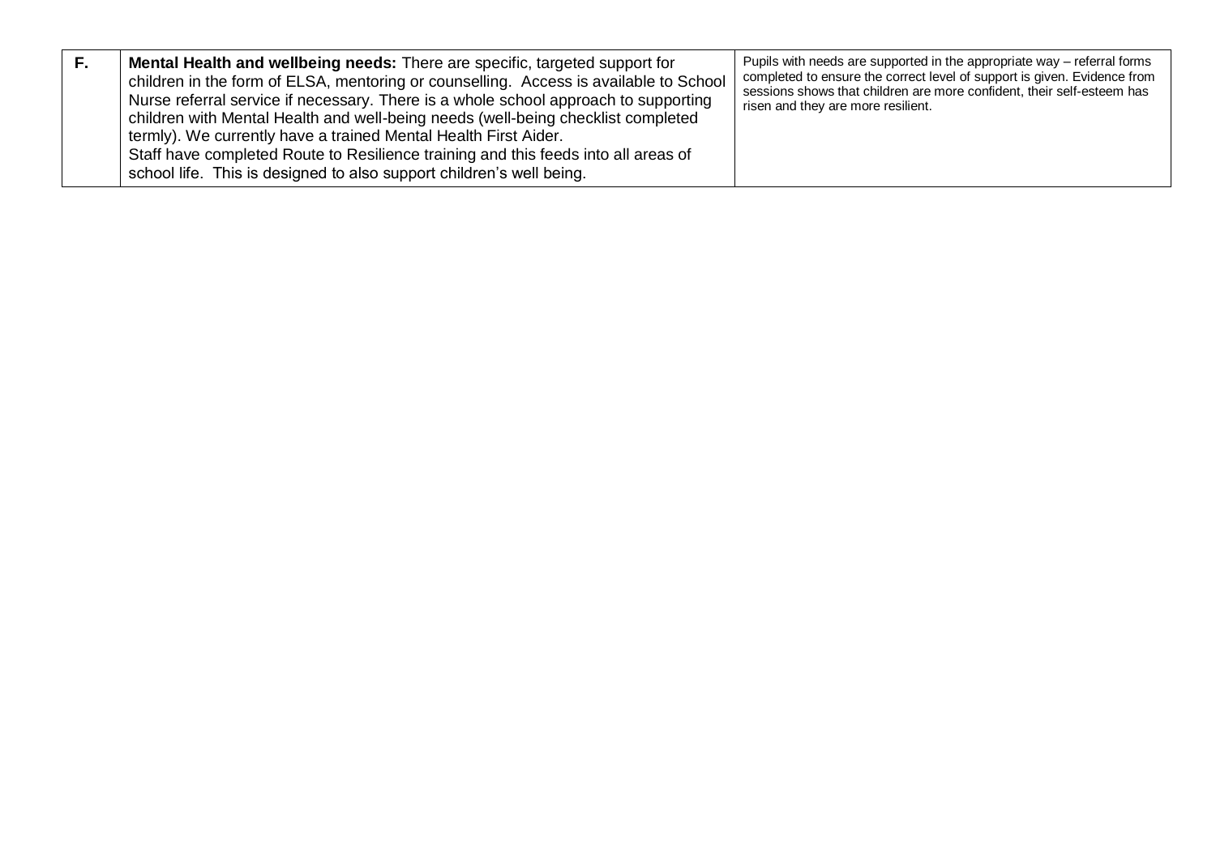| | | |
|---|---|---|
| **F.** | **Mental Health and wellbeing needs:** There are specific, targeted support for children in the form of ELSA, mentoring or counselling. Access is available to School Nurse referral service if necessary. There is a whole school approach to supporting children with Mental Health and well-being needs (well-being checklist completed termly). We currently have a trained Mental Health First Aider.<br>Staff have completed Route to Resilience training and this feeds into all areas of school life. This is designed to also support children's well being. | Pupils with needs are supported in the appropriate way – referral forms completed to ensure the correct level of support is given. Evidence from sessions shows that children are more confident, their self-esteem has risen and they are more resilient. |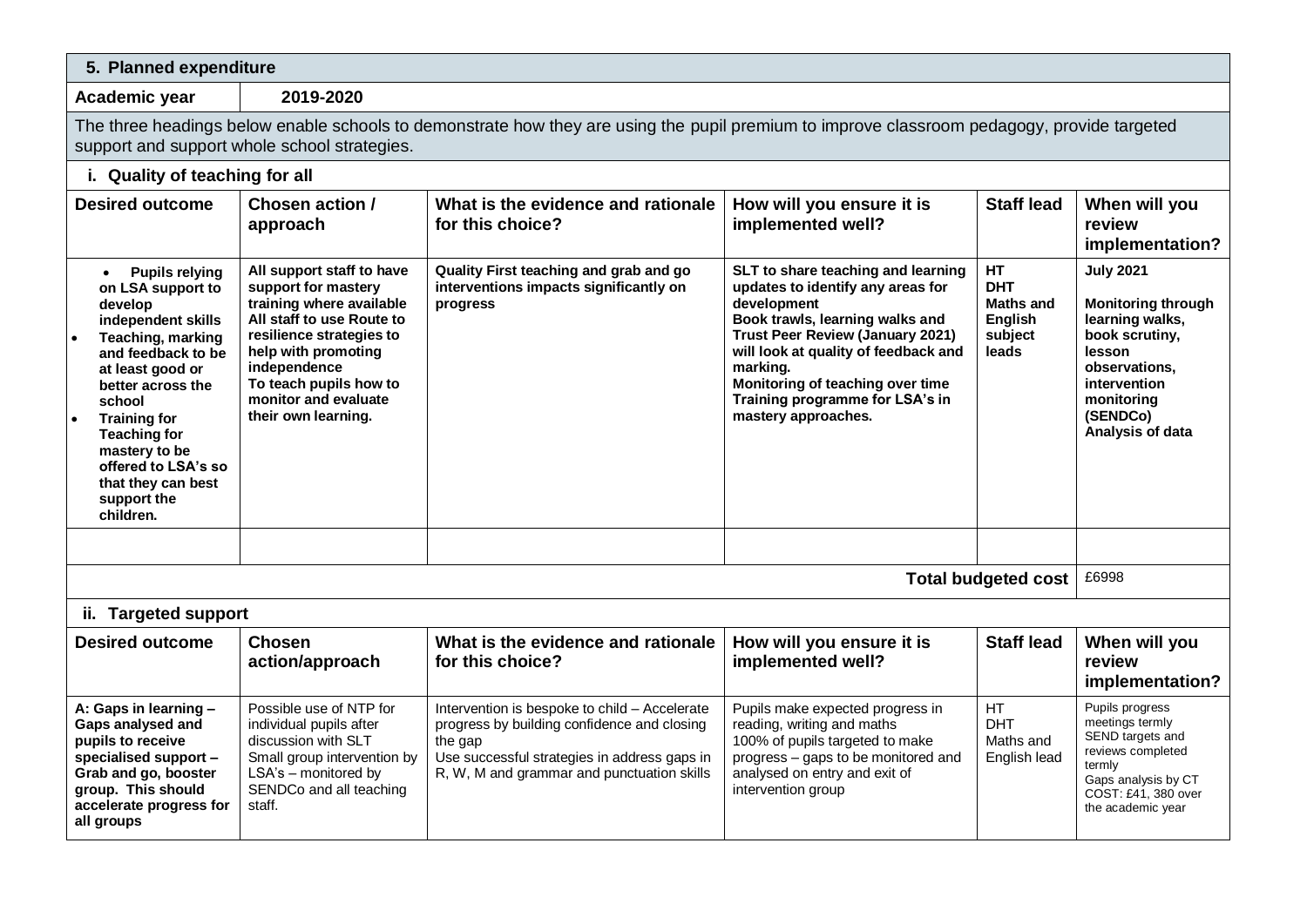## 5. Planned expenditure

| Academic year | 2019-2020 |
|---|---|

The three headings below enable schools to demonstrate how they are using the pupil premium to improve classroom pedagogy, provide targeted support and support whole school strategies.

### i. Quality of teaching for all

| Desired outcome | Chosen action / approach | What is the evidence and rationale for this choice? | How will you ensure it is implemented well? | Staff lead | When will you review implementation? |
|---|---|---|---|---|---|
| **• Pupils relying on LSA support to develop independent skills**<br>**• Teaching, marking and feedback to be at least good or better across the school**<br>**• Training for Teaching for mastery to be offered to LSA's so that they can best support the children.** | **All support staff to have support for mastery training where available**<br>**All staff to use Route to resilience strategies to help with promoting independence**<br>**To teach pupils how to monitor and evaluate their own learning.** | **Quality First teaching and grab and go interventions impacts significantly on progress** | **SLT to share teaching and learning updates to identify any areas for development**<br>**Book trawls, learning walks and Trust Peer Review (January 2021) will look at quality of feedback and marking.**<br>**Monitoring of teaching over time**<br>**Training programme for LSA's in mastery approaches.** | **HT**<br>**DHT**<br>**Maths and English subject leads** | **July 2021**<br>**Monitoring through learning walks, book scrutiny, lesson observations, intervention monitoring (SENDCo)**<br>**Analysis of data** |
| | | | | | |
| | | | | **Total budgeted cost** | £6998 |

### ii. Targeted support

| Desired outcome | Chosen action/approach | What is the evidence and rationale for this choice? | How will you ensure it is implemented well? | Staff lead | When will you review implementation? |
|---|---|---|---|---|---|
| **A: Gaps in learning – Gaps analysed and pupils to receive specialised support – Grab and go, booster group. This should accelerate progress for all groups** | Possible use of NTP for individual pupils after discussion with SLT<br>Small group intervention by LSA's – monitored by SENDCo and all teaching staff. | Intervention is bespoke to child – Accelerate progress by building confidence and closing the gap<br>Use successful strategies in address gaps in R, W, M and grammar and punctuation skills | Pupils make expected progress in reading, writing and maths<br>100% of pupils targeted to make progress – gaps to be monitored and analysed on entry and exit of intervention group | HT<br>DHT<br>Maths and English lead | Pupils progress meetings termly<br>SEND targets and reviews completed termly<br>Gaps analysis by CT<br>COST: £41, 380 over the academic year |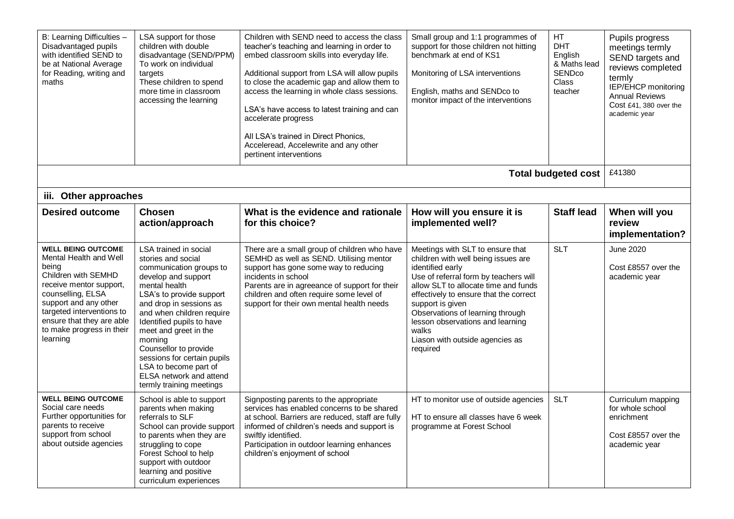| B: Learning Difficulties – Disadvantaged pupils with identified SEND to be at National Average for Reading, writing and maths | LSA support for those children with double disadvantage (SEND/PPM) To work on individual targets These children to spend more time in classroom accessing the learning | Children with SEND need to access the class teacher's teaching and learning in order to embed classroom skills into everyday life.<br><br>Additional support from LSA will allow pupils to close the academic gap and allow them to access the learning in whole class sessions.<br><br>LSA's have access to latest training and can accelerate progress<br><br>All LSA's trained in Direct Phonics, Acceleread, Accelewrite and any other pertinent interventions | Small group and 1:1 programmes of support for those children not hitting benchmark at end of KS1<br><br>Monitoring of LSA interventions<br><br>English, maths and SENDco to monitor impact of the interventions | HT<br>DHT<br>English & Maths lead<br>SENDco<br>Class teacher | Pupils progress meetings termly<br>SEND targets and reviews completed termly<br>IEP/EHCP monitoring<br>Annual Reviews<br>Cost £41, 380 over the academic year |
|---|---|---|---|---|---|
| | | | | **Total budgeted cost** | £41380 |

### iii. Other approaches

| Desired outcome | Chosen action/approach | What is the evidence and rationale for this choice? | How will you ensure it is implemented well? | Staff lead | When will you review implementation? |
|---|---|---|---|---|---|
| **WELL BEING OUTCOME**<br>Mental Health and Well being<br>Children with SEMHD receive mentor support, counselling, ELSA support and any other targeted interventions to ensure that they are able to make progress in their learning | LSA trained in social stories and social communication groups to develop and support mental health<br>LSA's to provide support and drop in sessions as and when children require<br>Identified pupils to have meet and greet in the morning<br>Counsellor to provide sessions for certain pupils<br>LSA to become part of ELSA network and attend termly training meetings | There are a small group of children who have SEMHD as well as SEND. Utilising mentor support has gone some way to reducing incidents in school<br>Parents are in agreeance of support for their children and often require some level of support for their own mental health needs | Meetings with SLT to ensure that children with well being issues are identified early<br>Use of referral form by teachers will allow SLT to allocate time and funds effectively to ensure that the correct support is given<br>Observations of learning through lesson observations and learning walks<br>Liason with outside agencies as required | SLT | June 2020<br><br>Cost £8557 over the academic year |
| **WELL BEING OUTCOME**<br>Social care needs<br>Further opportunities for parents to receive support from school about outside agencies | School is able to support parents when making referrals to SLF<br>School can provide support to parents when they are struggling to cope<br>Forest School to help support with outdoor learning and positive curriculum experiences | Signposting parents to the appropriate services has enabled concerns to be shared at school. Barriers are reduced, staff are fully informed of children's needs and support is swiftly identified.<br>Participation in outdoor learning enhances children's enjoyment of school | HT to monitor use of outside agencies<br><br>HT to ensure all classes have 6 week programme at Forest School | SLT | Curriculum mapping for whole school enrichment<br><br>Cost £8557 over the academic year |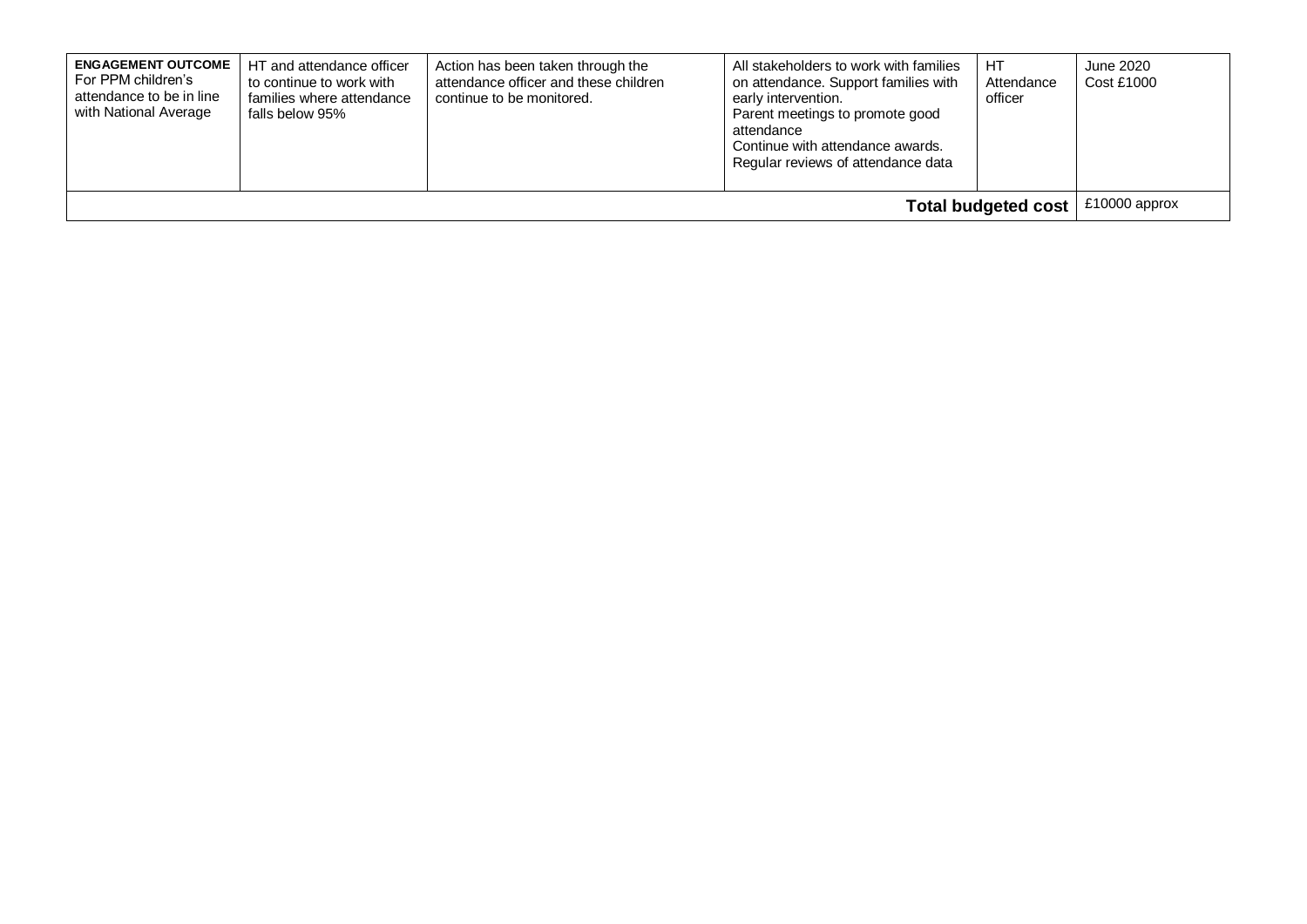| **ENGAGEMENT OUTCOME** For PPM children's attendance to be in line with National Average | HT and attendance officer to continue to work with families where attendance falls below 95% | Action has been taken through the attendance officer and these children continue to be monitored. | All stakeholders to work with families on attendance. Support families with early intervention.<br>Parent meetings to promote good attendance<br>Continue with attendance awards.<br>Regular reviews of attendance data | HT<br>Attendance officer | June 2020<br>Cost £1000 |
|---|---|---|---|---|---|
| | | | | **Total budgeted cost** | £10000 approx |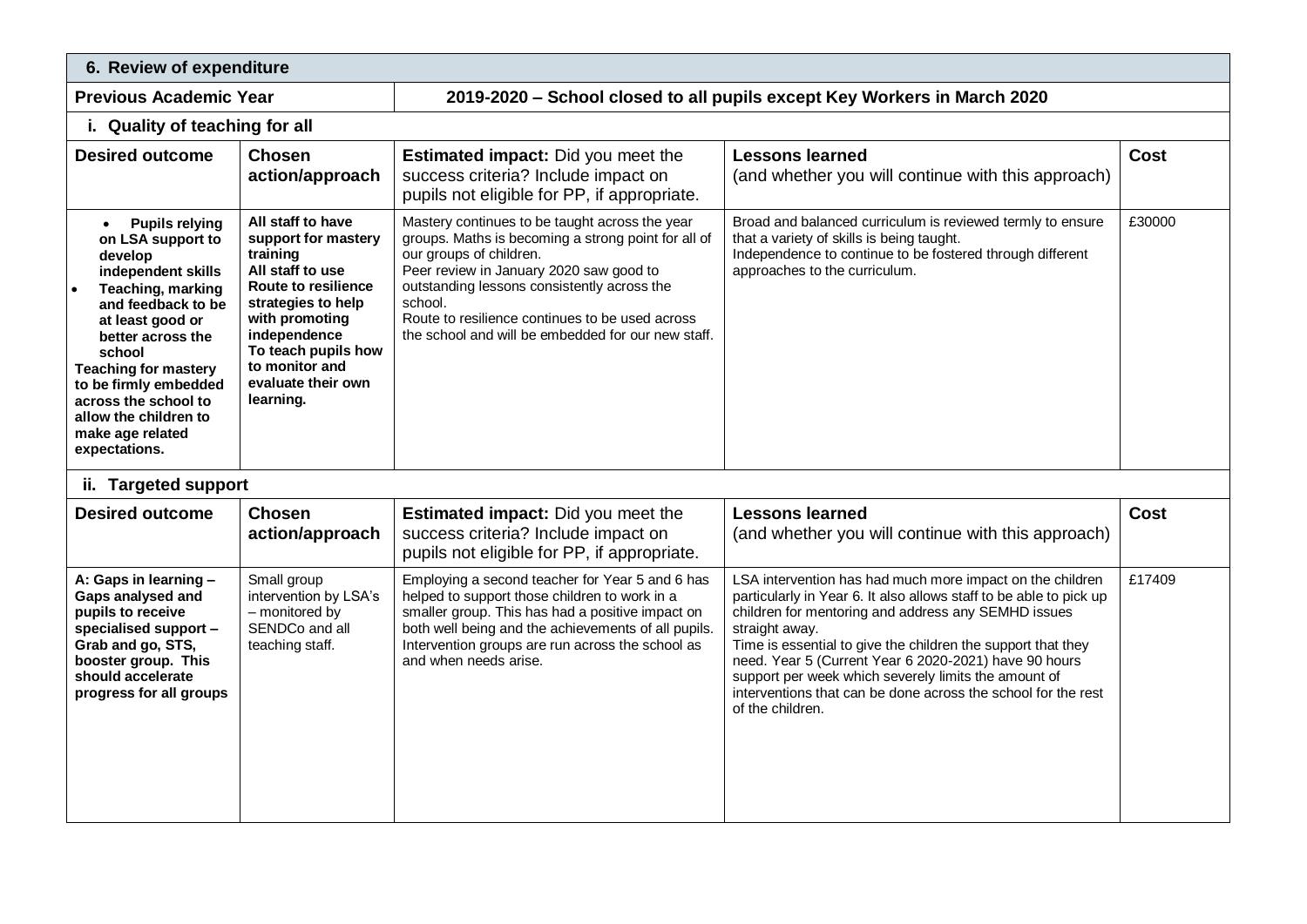## 6. Review of expenditure

| Previous Academic Year | 2019-2020 – School closed to all pupils except Key Workers in March 2020 | | | |
|---|---|---|---|---|
| **i. Quality of teaching for all** | | | | |
| **Desired outcome** | **Chosen action/approach** | **Estimated impact:** Did you meet the success criteria? Include impact on pupils not eligible for PP, if appropriate. | **Lessons learned** (and whether you will continue with this approach) | **Cost** |
| • **Pupils relying on LSA support to develop independent skills** <br> • **Teaching, marking and feedback to be at least good or better across the school** <br> **Teaching for mastery to be firmly embedded across the school to allow the children to make age related expectations.** | **All staff to have support for mastery training** <br> **All staff to use Route to resilience strategies to help with promoting independence** <br> **To teach pupils how to monitor and evaluate their own learning.** | Mastery continues to be taught across the year groups. Maths is becoming a strong point for all of our groups of children. <br> Peer review in January 2020 saw good to outstanding lessons consistently across the school. <br> Route to resilience continues to be used across the school and will be embedded for our new staff. | Broad and balanced curriculum is reviewed termly to ensure that a variety of skills is being taught. <br> Independence to continue to be fostered through different approaches to the curriculum. | £30000 |
| **ii. Targeted support** | | | | |
| **Desired outcome** | **Chosen action/approach** | **Estimated impact:** Did you meet the success criteria? Include impact on pupils not eligible for PP, if appropriate. | **Lessons learned** (and whether you will continue with this approach) | **Cost** |
| **A: Gaps in learning – Gaps analysed and pupils to receive specialised support – Grab and go, STS, booster group. This should accelerate progress for all groups** | Small group intervention by LSA's – monitored by SENDCo and all teaching staff. | Employing a second teacher for Year 5 and 6 has helped to support those children to work in a smaller group. This has had a positive impact on both well being and the achievements of all pupils. Intervention groups are run across the school as and when needs arise. | LSA intervention has had much more impact on the children particularly in Year 6. It also allows staff to be able to pick up children for mentoring and address any SEMHD issues straight away. <br> Time is essential to give the children the support that they need. Year 5 (Current Year 6 2020-2021) have 90 hours support per week which severely limits the amount of interventions that can be done across the school for the rest of the children. | £17409 |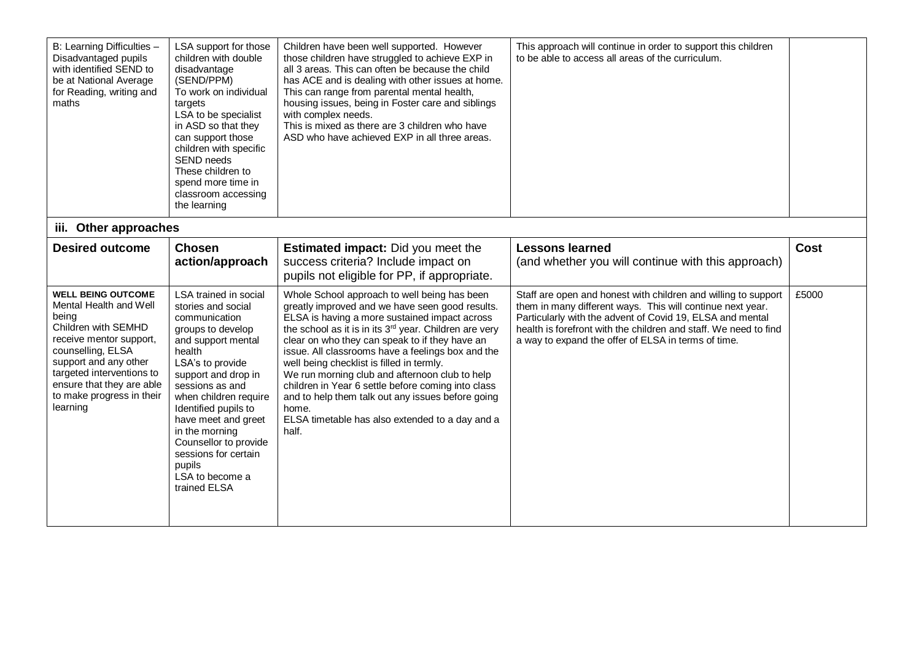| B: Learning Difficulties – Disadvantaged pupils with identified SEND to be at National Average for Reading, writing and maths | LSA support for those children with double disadvantage (SEND/PPM)<br>To work on individual targets<br>LSA to be specialist in ASD so that they can support those children with specific SEND needs<br>These children to spend more time in classroom accessing the learning | Children have been well supported. However those children have struggled to achieve EXP in all 3 areas. This can often be because the child has ACE and is dealing with other issues at home. This can range from parental mental health, housing issues, being in Foster care and siblings with complex needs.<br>This is mixed as there are 3 children who have ASD who have achieved EXP in all three areas. | This approach will continue in order to support this children to be able to access all areas of the curriculum. | |
|---|---|---|---|---|

### iii. Other approaches

| Desired outcome | Chosen action/approach | Estimated impact: Did you meet the success criteria? Include impact on pupils not eligible for PP, if appropriate. | Lessons learned (and whether you will continue with this approach) | Cost |
|---|---|---|---|---|
| **WELL BEING OUTCOME**<br>Mental Health and Well being<br>Children with SEMHD receive mentor support, counselling, ELSA support and any other targeted interventions to ensure that they are able to make progress in their learning | LSA trained in social stories and social communication groups to develop and support mental health<br>LSA's to provide support and drop in sessions as and when children require<br>Identified pupils to have meet and greet in the morning<br>Counsellor to provide sessions for certain pupils<br>LSA to become a trained ELSA | Whole School approach to well being has been greatly improved and we have seen good results. ELSA is having a more sustained impact across the school as it is in its 3rd year. Children are very clear on who they can speak to if they have an issue. All classrooms have a feelings box and the well being checklist is filled in termly.<br>We run morning club and afternoon club to help children in Year 6 settle before coming into class and to help them talk out any issues before going home.<br>ELSA timetable has also extended to a day and a half. | Staff are open and honest with children and willing to support them in many different ways. This will continue next year. Particularly with the advent of Covid 19, ELSA and mental health is forefront with the children and staff. We need to find a way to expand the offer of ELSA in terms of time. | £5000 |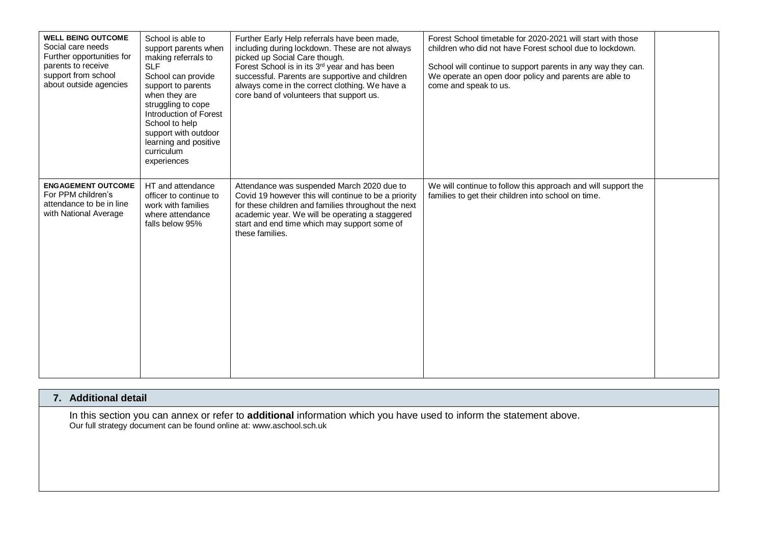| | | | | |
|---|---|---|---|---|
| **WELL BEING OUTCOME** Social care needs Further opportunities for parents to receive support from school about outside agencies | School is able to support parents when making referrals to SLF School can provide support to parents when they are struggling to cope Introduction of Forest School to help support with outdoor learning and positive curriculum experiences | Further Early Help referrals have been made, including during lockdown. These are not always picked up Social Care though. Forest School is in its 3rd year and has been successful. Parents are supportive and children always come in the correct clothing. We have a core band of volunteers that support us. | Forest School timetable for 2020-2021 will start with those children who did not have Forest school due to lockdown. School will continue to support parents in any way they can. We operate an open door policy and parents are able to come and speak to us. | |
| **ENGAGEMENT OUTCOME** For PPM children's attendance to be in line with National Average | HT and attendance officer to continue to work with families where attendance falls below 95% | Attendance was suspended March 2020 due to Covid 19 however this will continue to be a priority for these children and families throughout the next academic year. We will be operating a staggered start and end time which may support some of these families. | We will continue to follow this approach and will support the families to get their children into school on time. | |

## 7. Additional detail

In this section you can annex or refer to **additional** information which you have used to inform the statement above.

Our full strategy document can be found online at: www.aschool.sch.uk